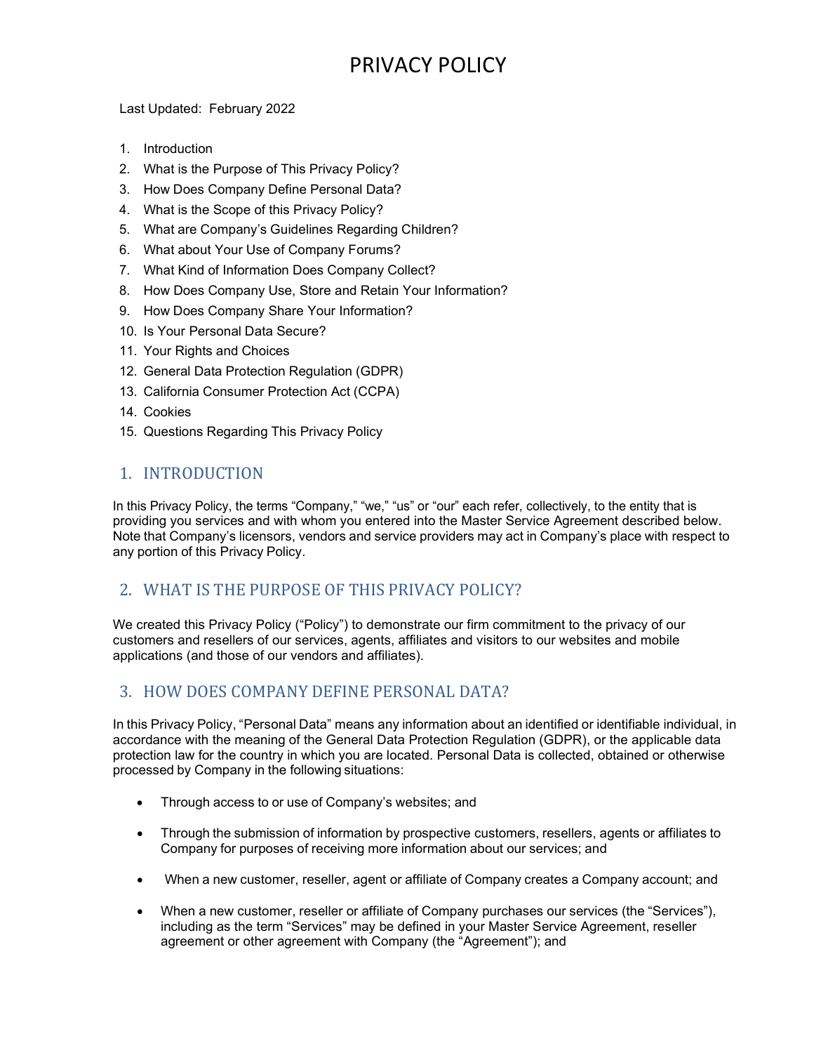# PRIVACY POLICY

Last Updated: February 2022

1. Introduction
2. What is the Purpose of This Privacy Policy?
3. How Does Company Define Personal Data?
4. What is the Scope of this Privacy Policy?
5. What are Company's Guidelines Regarding Children?
6. What about Your Use of Company Forums?
7. What Kind of Information Does Company Collect?
8. How Does Company Use, Store and Retain Your Information?
9. How Does Company Share Your Information?
10. Is Your Personal Data Secure?
11. Your Rights and Choices
12. General Data Protection Regulation (GDPR)
13. California Consumer Protection Act (CCPA)
14. Cookies
15. Questions Regarding This Privacy Policy

## 1. INTRODUCTION

In this Privacy Policy, the terms "Company," "we," "us" or "our" each refer, collectively, to the entity that is providing you services and with whom you entered into the Master Service Agreement described below. Note that Company's licensors, vendors and service providers may act in Company's place with respect to any portion of this Privacy Policy.

## 2. WHAT IS THE PURPOSE OF THIS PRIVACY POLICY?

We created this Privacy Policy ("Policy") to demonstrate our firm commitment to the privacy of our customers and resellers of our services, agents, affiliates and visitors to our websites and mobile applications (and those of our vendors and affiliates).

## 3. HOW DOES COMPANY DEFINE PERSONAL DATA?

In this Privacy Policy, "Personal Data" means any information about an identified or identifiable individual, in accordance with the meaning of the General Data Protection Regulation (GDPR), or the applicable data protection law for the country in which you are located. Personal Data is collected, obtained or otherwise processed by Company in the following situations:

- Through access to or use of Company's websites; and
- Through the submission of information by prospective customers, resellers, agents or affiliates to Company for purposes of receiving more information about our services; and
- When a new customer, reseller, agent or affiliate of Company creates a Company account; and
- When a new customer, reseller or affiliate of Company purchases our services (the "Services"), including as the term "Services" may be defined in your Master Service Agreement, reseller agreement or other agreement with Company (the "Agreement"); and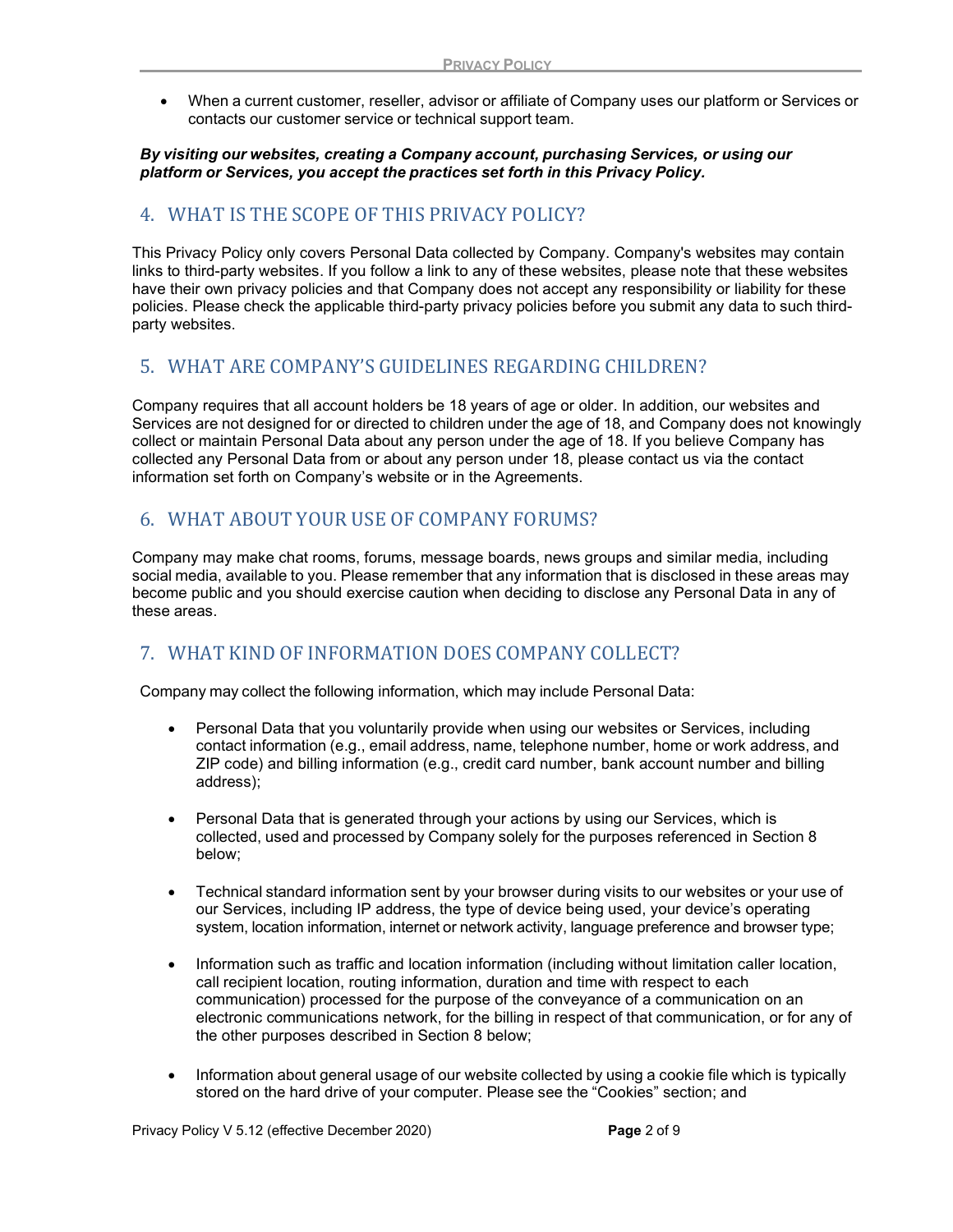- When a current customer, reseller, advisor or affiliate of Company uses our platform or Services or contacts our customer service or technical support team.

***By visiting our websites, creating a Company account, purchasing Services, or using our platform or Services, you accept the practices set forth in this Privacy Policy.***

## 4. WHAT IS THE SCOPE OF THIS PRIVACY POLICY?

This Privacy Policy only covers Personal Data collected by Company. Company's websites may contain links to third-party websites. If you follow a link to any of these websites, please note that these websites have their own privacy policies and that Company does not accept any responsibility or liability for these policies. Please check the applicable third-party privacy policies before you submit any data to such third-party websites.

## 5. WHAT ARE COMPANY'S GUIDELINES REGARDING CHILDREN?

Company requires that all account holders be 18 years of age or older. In addition, our websites and Services are not designed for or directed to children under the age of 18, and Company does not knowingly collect or maintain Personal Data about any person under the age of 18. If you believe Company has collected any Personal Data from or about any person under 18, please contact us via the contact information set forth on Company's website or in the Agreements.

## 6. WHAT ABOUT YOUR USE OF COMPANY FORUMS?

Company may make chat rooms, forums, message boards, news groups and similar media, including social media, available to you. Please remember that any information that is disclosed in these areas may become public and you should exercise caution when deciding to disclose any Personal Data in any of these areas.

## 7. WHAT KIND OF INFORMATION DOES COMPANY COLLECT?

Company may collect the following information, which may include Personal Data:

- Personal Data that you voluntarily provide when using our websites or Services, including contact information (e.g., email address, name, telephone number, home or work address, and ZIP code) and billing information (e.g., credit card number, bank account number and billing address);

- Personal Data that is generated through your actions by using our Services, which is collected, used and processed by Company solely for the purposes referenced in Section 8 below;

- Technical standard information sent by your browser during visits to our websites or your use of our Services, including IP address, the type of device being used, your device's operating system, location information, internet or network activity, language preference and browser type;

- Information such as traffic and location information (including without limitation caller location, call recipient location, routing information, duration and time with respect to each communication) processed for the purpose of the conveyance of a communication on an electronic communications network, for the billing in respect of that communication, or for any of the other purposes described in Section 8 below;

- Information about general usage of our website collected by using a cookie file which is typically stored on the hard drive of your computer. Please see the "Cookies" section; and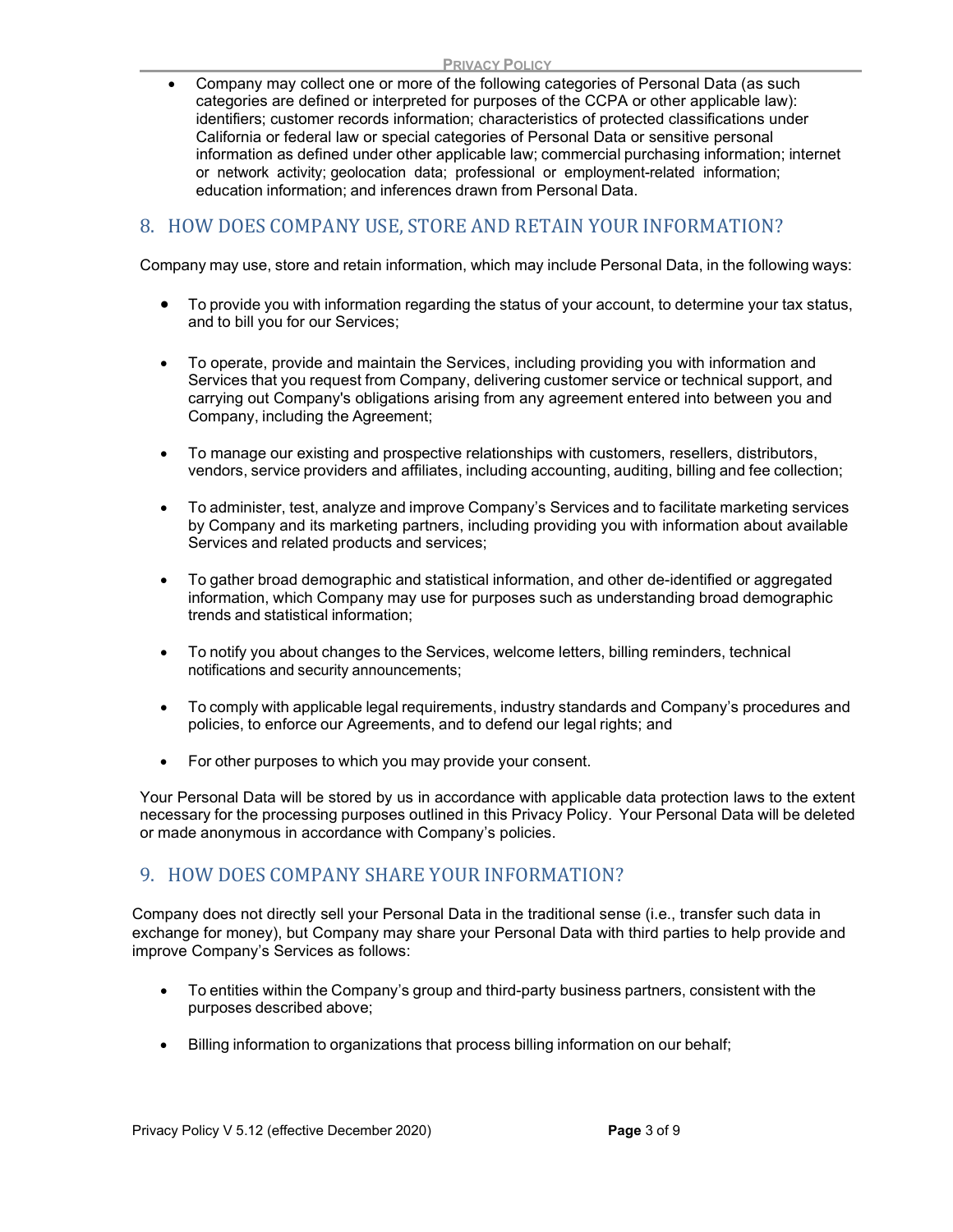- Company may collect one or more of the following categories of Personal Data (as such categories are defined or interpreted for purposes of the CCPA or other applicable law): identifiers; customer records information; characteristics of protected classifications under California or federal law or special categories of Personal Data or sensitive personal information as defined under other applicable law; commercial purchasing information; internet or network activity; geolocation data; professional or employment-related information; education information; and inferences drawn from Personal Data.

## 8. HOW DOES COMPANY USE, STORE AND RETAIN YOUR INFORMATION?

Company may use, store and retain information, which may include Personal Data, in the following ways:

- To provide you with information regarding the status of your account, to determine your tax status, and to bill you for our Services;
- To operate, provide and maintain the Services, including providing you with information and Services that you request from Company, delivering customer service or technical support, and carrying out Company's obligations arising from any agreement entered into between you and Company, including the Agreement;
- To manage our existing and prospective relationships with customers, resellers, distributors, vendors, service providers and affiliates, including accounting, auditing, billing and fee collection;
- To administer, test, analyze and improve Company's Services and to facilitate marketing services by Company and its marketing partners, including providing you with information about available Services and related products and services;
- To gather broad demographic and statistical information, and other de-identified or aggregated information, which Company may use for purposes such as understanding broad demographic trends and statistical information;
- To notify you about changes to the Services, welcome letters, billing reminders, technical notifications and security announcements;
- To comply with applicable legal requirements, industry standards and Company's procedures and policies, to enforce our Agreements, and to defend our legal rights; and
- For other purposes to which you may provide your consent.

Your Personal Data will be stored by us in accordance with applicable data protection laws to the extent necessary for the processing purposes outlined in this Privacy Policy. Your Personal Data will be deleted or made anonymous in accordance with Company's policies.

## 9. HOW DOES COMPANY SHARE YOUR INFORMATION?

Company does not directly sell your Personal Data in the traditional sense (i.e., transfer such data in exchange for money), but Company may share your Personal Data with third parties to help provide and improve Company's Services as follows:

- To entities within the Company's group and third-party business partners, consistent with the purposes described above;
- Billing information to organizations that process billing information on our behalf;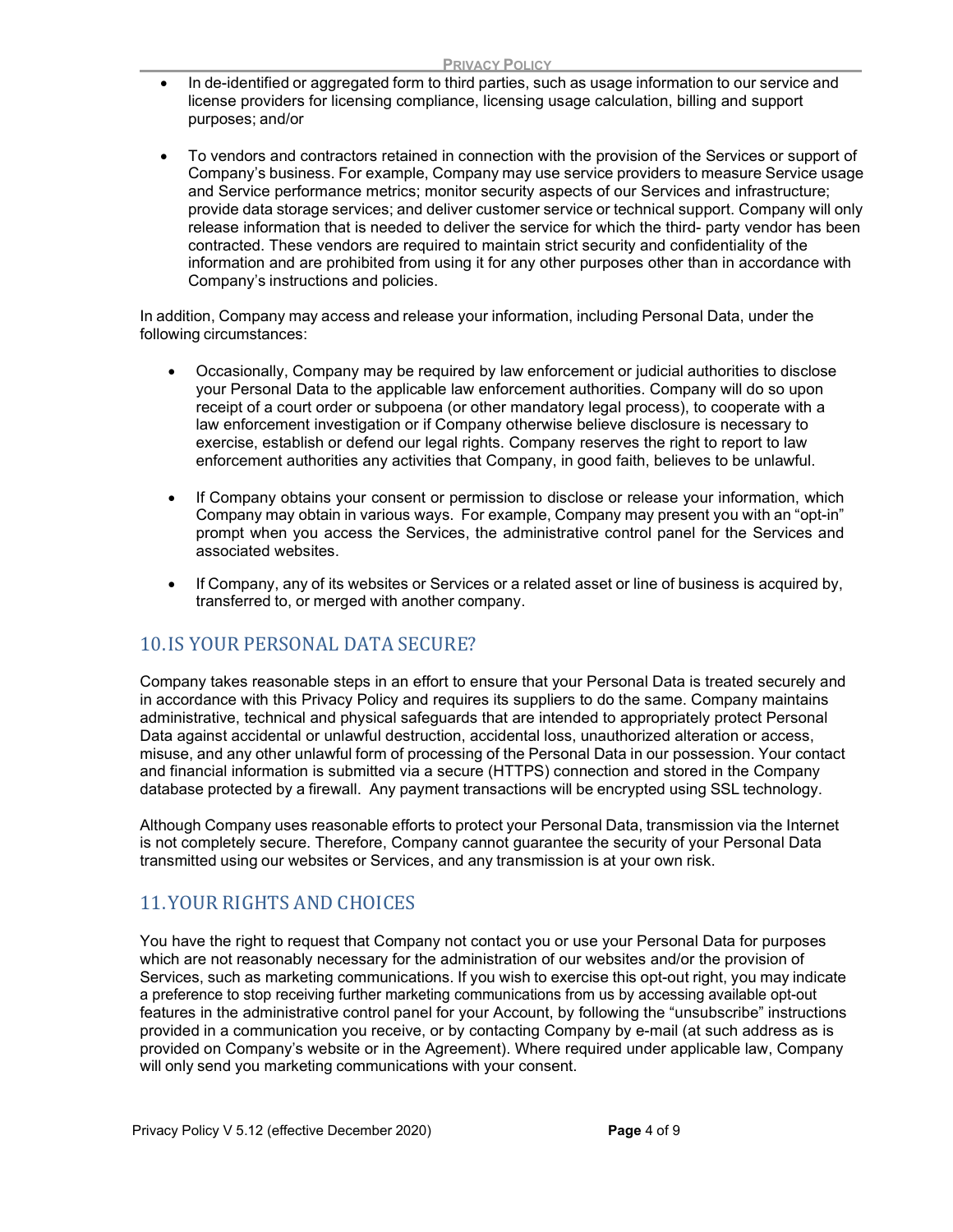- In de-identified or aggregated form to third parties, such as usage information to our service and license providers for licensing compliance, licensing usage calculation, billing and support purposes; and/or

- To vendors and contractors retained in connection with the provision of the Services or support of Company's business. For example, Company may use service providers to measure Service usage and Service performance metrics; monitor security aspects of our Services and infrastructure; provide data storage services; and deliver customer service or technical support. Company will only release information that is needed to deliver the service for which the third- party vendor has been contracted. These vendors are required to maintain strict security and confidentiality of the information and are prohibited from using it for any other purposes other than in accordance with Company's instructions and policies.

In addition, Company may access and release your information, including Personal Data, under the following circumstances:

- Occasionally, Company may be required by law enforcement or judicial authorities to disclose your Personal Data to the applicable law enforcement authorities. Company will do so upon receipt of a court order or subpoena (or other mandatory legal process), to cooperate with a law enforcement investigation or if Company otherwise believe disclosure is necessary to exercise, establish or defend our legal rights. Company reserves the right to report to law enforcement authorities any activities that Company, in good faith, believes to be unlawful.

- If Company obtains your consent or permission to disclose or release your information, which Company may obtain in various ways. For example, Company may present you with an "opt-in" prompt when you access the Services, the administrative control panel for the Services and associated websites.

- If Company, any of its websites or Services or a related asset or line of business is acquired by, transferred to, or merged with another company.

## 10. IS YOUR PERSONAL DATA SECURE?

Company takes reasonable steps in an effort to ensure that your Personal Data is treated securely and in accordance with this Privacy Policy and requires its suppliers to do the same. Company maintains administrative, technical and physical safeguards that are intended to appropriately protect Personal Data against accidental or unlawful destruction, accidental loss, unauthorized alteration or access, misuse, and any other unlawful form of processing of the Personal Data in our possession. Your contact and financial information is submitted via a secure (HTTPS) connection and stored in the Company database protected by a firewall. Any payment transactions will be encrypted using SSL technology.

Although Company uses reasonable efforts to protect your Personal Data, transmission via the Internet is not completely secure. Therefore, Company cannot guarantee the security of your Personal Data transmitted using our websites or Services, and any transmission is at your own risk.

## 11. YOUR RIGHTS AND CHOICES

You have the right to request that Company not contact you or use your Personal Data for purposes which are not reasonably necessary for the administration of our websites and/or the provision of Services, such as marketing communications. If you wish to exercise this opt-out right, you may indicate a preference to stop receiving further marketing communications from us by accessing available opt-out features in the administrative control panel for your Account, by following the "unsubscribe" instructions provided in a communication you receive, or by contacting Company by e-mail (at such address as is provided on Company's website or in the Agreement). Where required under applicable law, Company will only send you marketing communications with your consent.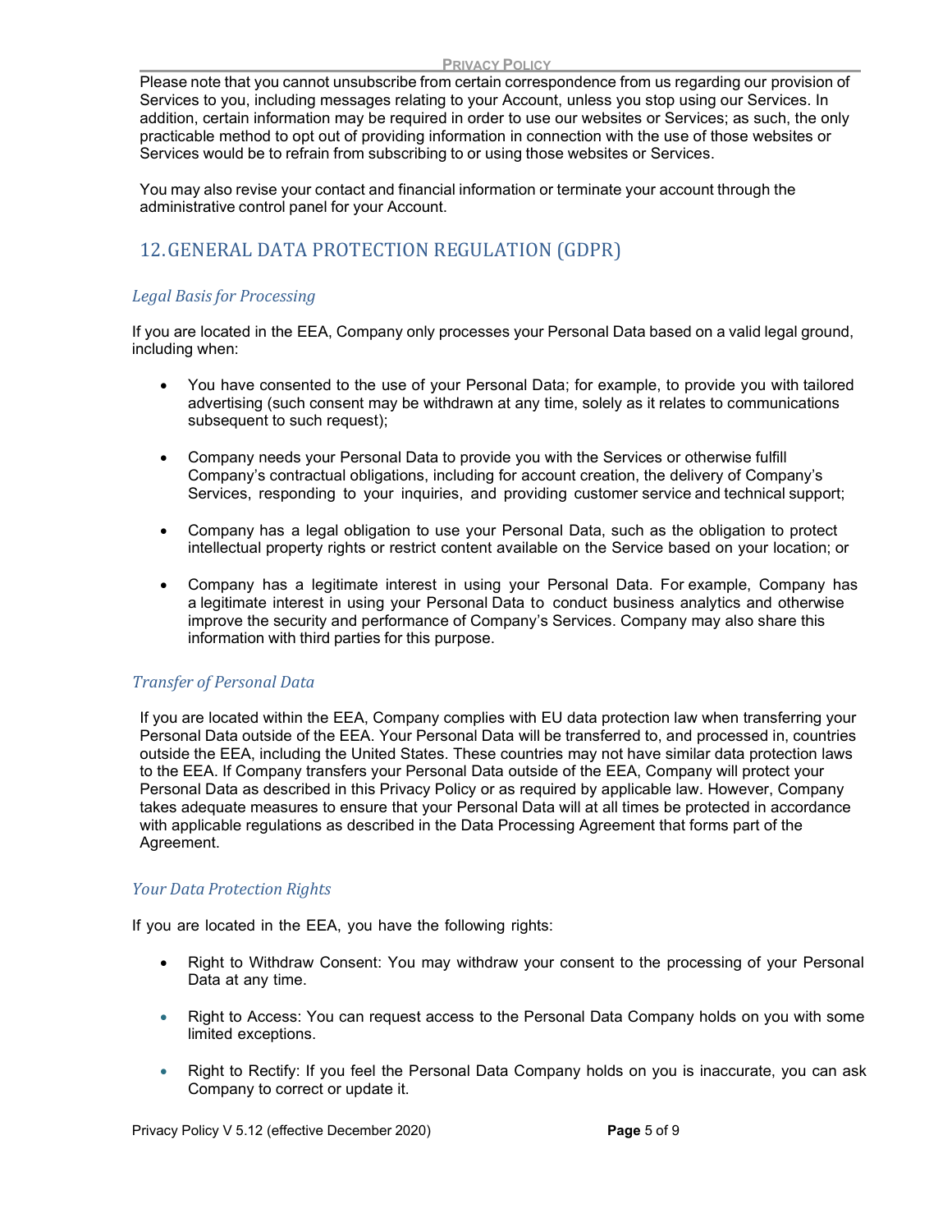Please note that you cannot unsubscribe from certain correspondence from us regarding our provision of Services to you, including messages relating to your Account, unless you stop using our Services. In addition, certain information may be required in order to use our websites or Services; as such, the only practicable method to opt out of providing information in connection with the use of those websites or Services would be to refrain from subscribing to or using those websites or Services.

You may also revise your contact and financial information or terminate your account through the administrative control panel for your Account.

## 12. GENERAL DATA PROTECTION REGULATION (GDPR)

### *Legal Basis for Processing*

If you are located in the EEA, Company only processes your Personal Data based on a valid legal ground, including when:

- You have consented to the use of your Personal Data; for example, to provide you with tailored advertising (such consent may be withdrawn at any time, solely as it relates to communications subsequent to such request);
- Company needs your Personal Data to provide you with the Services or otherwise fulfill Company's contractual obligations, including for account creation, the delivery of Company's Services, responding to your inquiries, and providing customer service and technical support;
- Company has a legal obligation to use your Personal Data, such as the obligation to protect intellectual property rights or restrict content available on the Service based on your location; or
- Company has a legitimate interest in using your Personal Data. For example, Company has a legitimate interest in using your Personal Data to conduct business analytics and otherwise improve the security and performance of Company's Services. Company may also share this information with third parties for this purpose.

### *Transfer of Personal Data*

If you are located within the EEA, Company complies with EU data protection law when transferring your Personal Data outside of the EEA. Your Personal Data will be transferred to, and processed in, countries outside the EEA, including the United States. These countries may not have similar data protection laws to the EEA. If Company transfers your Personal Data outside of the EEA, Company will protect your Personal Data as described in this Privacy Policy or as required by applicable law. However, Company takes adequate measures to ensure that your Personal Data will at all times be protected in accordance with applicable regulations as described in the Data Processing Agreement that forms part of the Agreement.

### *Your Data Protection Rights*

If you are located in the EEA, you have the following rights:

- Right to Withdraw Consent: You may withdraw your consent to the processing of your Personal Data at any time.
- Right to Access: You can request access to the Personal Data Company holds on you with some limited exceptions.
- Right to Rectify: If you feel the Personal Data Company holds on you is inaccurate, you can ask Company to correct or update it.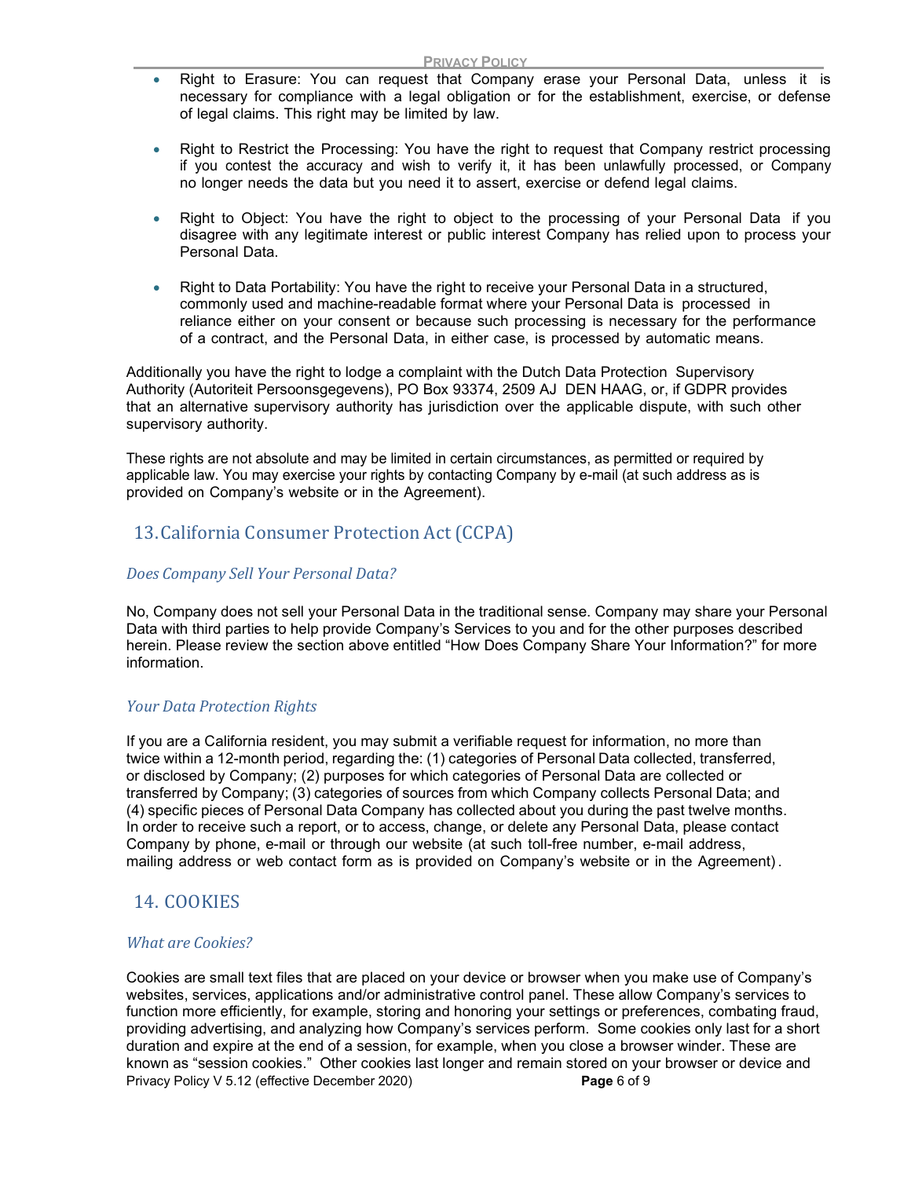- Right to Erasure: You can request that Company erase your Personal Data, unless it is necessary for compliance with a legal obligation or for the establishment, exercise, or defense of legal claims. This right may be limited by law.

- Right to Restrict the Processing: You have the right to request that Company restrict processing if you contest the accuracy and wish to verify it, it has been unlawfully processed, or Company no longer needs the data but you need it to assert, exercise or defend legal claims.

- Right to Object: You have the right to object to the processing of your Personal Data if you disagree with any legitimate interest or public interest Company has relied upon to process your Personal Data.

- Right to Data Portability: You have the right to receive your Personal Data in a structured, commonly used and machine-readable format where your Personal Data is processed in reliance either on your consent or because such processing is necessary for the performance of a contract, and the Personal Data, in either case, is processed by automatic means.

Additionally you have the right to lodge a complaint with the Dutch Data Protection Supervisory Authority (Autoriteit Persoonsgegevens), PO Box 93374, 2509 AJ DEN HAAG, or, if GDPR provides that an alternative supervisory authority has jurisdiction over the applicable dispute, with such other supervisory authority.

These rights are not absolute and may be limited in certain circumstances, as permitted or required by applicable law. You may exercise your rights by contacting Company by e-mail (at such address as is provided on Company's website or in the Agreement).

## 13. California Consumer Protection Act (CCPA)

### *Does Company Sell Your Personal Data?*

No, Company does not sell your Personal Data in the traditional sense. Company may share your Personal Data with third parties to help provide Company's Services to you and for the other purposes described herein. Please review the section above entitled "How Does Company Share Your Information?" for more information.

### *Your Data Protection Rights*

If you are a California resident, you may submit a verifiable request for information, no more than twice within a 12-month period, regarding the: (1) categories of Personal Data collected, transferred, or disclosed by Company; (2) purposes for which categories of Personal Data are collected or transferred by Company; (3) categories of sources from which Company collects Personal Data; and (4) specific pieces of Personal Data Company has collected about you during the past twelve months. In order to receive such a report, or to access, change, or delete any Personal Data, please contact Company by phone, e-mail or through our website (at such toll-free number, e-mail address, mailing address or web contact form as is provided on Company's website or in the Agreement).

## 14. COOKIES

### *What are Cookies?*

Cookies are small text files that are placed on your device or browser when you make use of Company's websites, services, applications and/or administrative control panel. These allow Company's services to function more efficiently, for example, storing and honoring your settings or preferences, combating fraud, providing advertising, and analyzing how Company's services perform. Some cookies only last for a short duration and expire at the end of a session, for example, when you close a browser winder. These are known as "session cookies." Other cookies last longer and remain stored on your browser or device and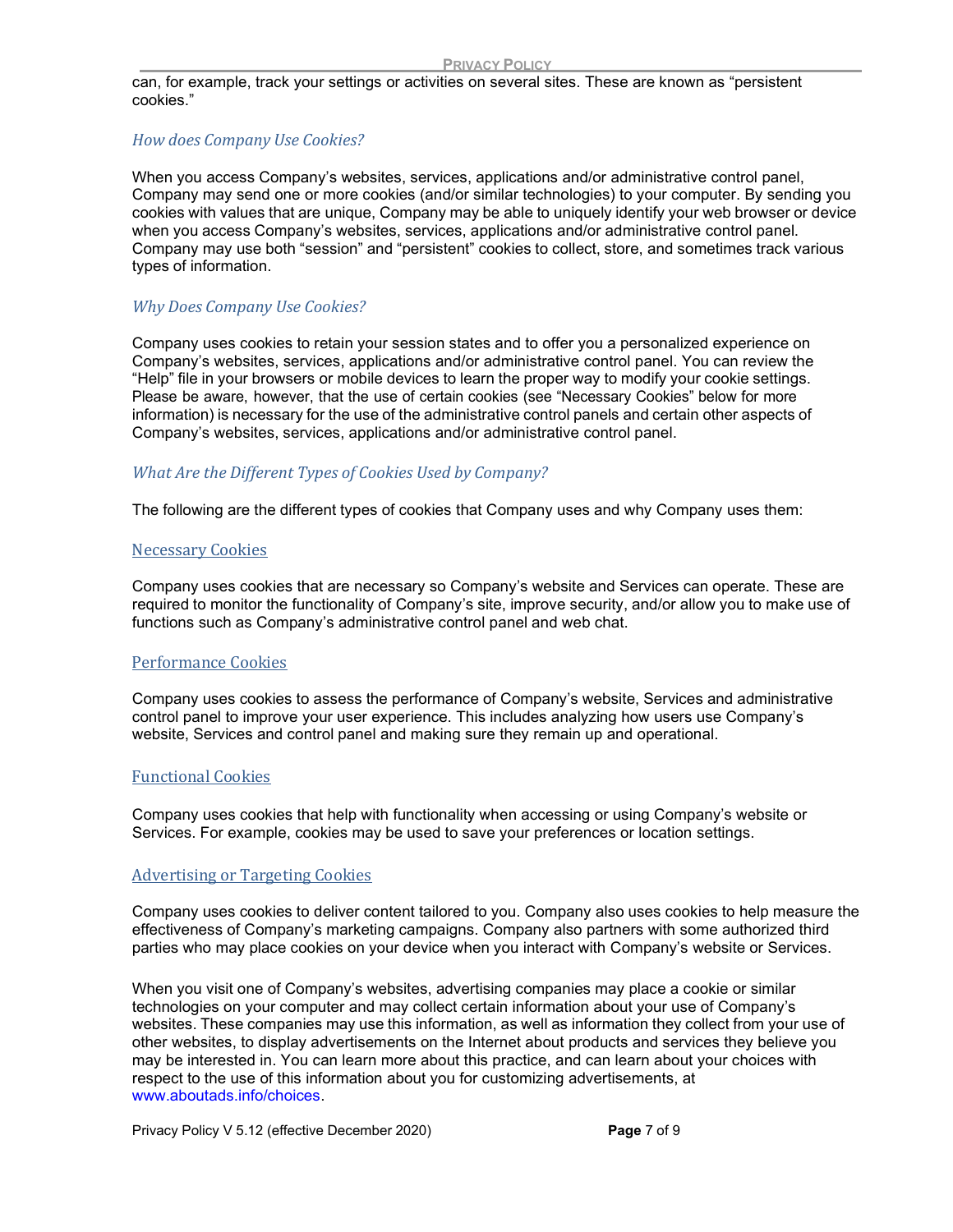can, for example, track your settings or activities on several sites. These are known as “persistent cookies.”

### *How does Company Use Cookies?*

When you access Company’s websites, services, applications and/or administrative control panel, Company may send one or more cookies (and/or similar technologies) to your computer. By sending you cookies with values that are unique, Company may be able to uniquely identify your web browser or device when you access Company’s websites, services, applications and/or administrative control panel. Company may use both “session” and “persistent” cookies to collect, store, and sometimes track various types of information.

### *Why Does Company Use Cookies?*

Company uses cookies to retain your session states and to offer you a personalized experience on Company’s websites, services, applications and/or administrative control panel. You can review the “Help” file in your browsers or mobile devices to learn the proper way to modify your cookie settings. Please be aware, however, that the use of certain cookies (see “Necessary Cookies” below for more information) is necessary for the use of the administrative control panels and certain other aspects of Company’s websites, services, applications and/or administrative control panel.

### *What Are the Different Types of Cookies Used by Company?*

The following are the different types of cookies that Company uses and why Company uses them:

#### Necessary Cookies

Company uses cookies that are necessary so Company’s website and Services can operate. These are required to monitor the functionality of Company’s site, improve security, and/or allow you to make use of functions such as Company’s administrative control panel and web chat.

#### Performance Cookies

Company uses cookies to assess the performance of Company’s website, Services and administrative control panel to improve your user experience. This includes analyzing how users use Company’s website, Services and control panel and making sure they remain up and operational.

#### Functional Cookies

Company uses cookies that help with functionality when accessing or using Company’s website or Services. For example, cookies may be used to save your preferences or location settings.

#### Advertising or Targeting Cookies

Company uses cookies to deliver content tailored to you. Company also uses cookies to help measure the effectiveness of Company’s marketing campaigns. Company also partners with some authorized third parties who may place cookies on your device when you interact with Company’s website or Services.

When you visit one of Company’s websites, advertising companies may place a cookie or similar technologies on your computer and may collect certain information about your use of Company’s websites. These companies may use this information, as well as information they collect from your use of other websites, to display advertisements on the Internet about products and services they believe you may be interested in. You can learn more about this practice, and can learn about your choices with respect to the use of this information about you for customizing advertisements, at www.aboutads.info/choices.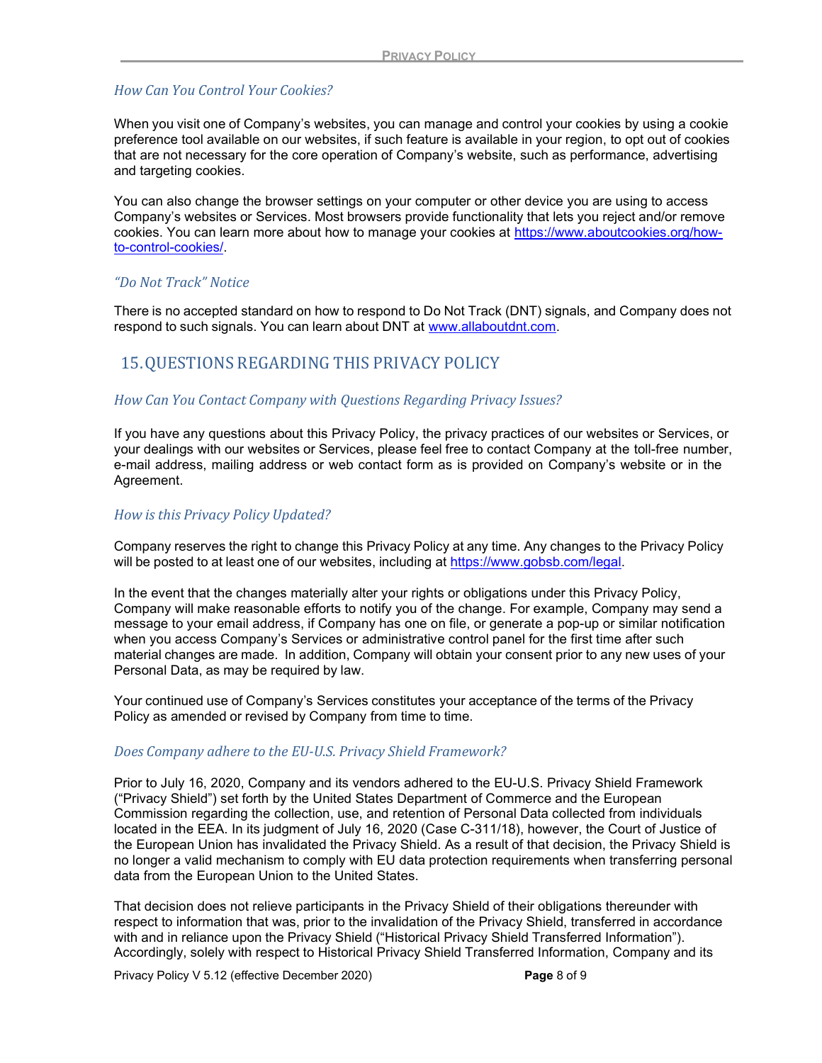### *How Can You Control Your Cookies?*

When you visit one of Company's websites, you can manage and control your cookies by using a cookie preference tool available on our websites, if such feature is available in your region, to opt out of cookies that are not necessary for the core operation of Company's website, such as performance, advertising and targeting cookies.

You can also change the browser settings on your computer or other device you are using to access Company's websites or Services. Most browsers provide functionality that lets you reject and/or remove cookies. You can learn more about how to manage your cookies at [https://www.aboutcookies.org/how-to-control-cookies/](https://www.aboutcookies.org/how-to-control-cookies/).

### *"Do Not Track" Notice*

There is no accepted standard on how to respond to Do Not Track (DNT) signals, and Company does not respond to such signals. You can learn about DNT at [www.allaboutdnt.com](http://www.allaboutdnt.com).

## 15. QUESTIONS REGARDING THIS PRIVACY POLICY

### *How Can You Contact Company with Questions Regarding Privacy Issues?*

If you have any questions about this Privacy Policy, the privacy practices of our websites or Services, or your dealings with our websites or Services, please feel free to contact Company at the toll-free number, e-mail address, mailing address or web contact form as is provided on Company's website or in the Agreement.

### *How is this Privacy Policy Updated?*

Company reserves the right to change this Privacy Policy at any time. Any changes to the Privacy Policy will be posted to at least one of our websites, including at [https://www.gobsb.com/legal](https://www.gobsb.com/legal).

In the event that the changes materially alter your rights or obligations under this Privacy Policy, Company will make reasonable efforts to notify you of the change. For example, Company may send a message to your email address, if Company has one on file, or generate a pop-up or similar notification when you access Company's Services or administrative control panel for the first time after such material changes are made. In addition, Company will obtain your consent prior to any new uses of your Personal Data, as may be required by law.

Your continued use of Company's Services constitutes your acceptance of the terms of the Privacy Policy as amended or revised by Company from time to time.

### *Does Company adhere to the EU-U.S. Privacy Shield Framework?*

Prior to July 16, 2020, Company and its vendors adhered to the EU-U.S. Privacy Shield Framework ("Privacy Shield") set forth by the United States Department of Commerce and the European Commission regarding the collection, use, and retention of Personal Data collected from individuals located in the EEA. In its judgment of July 16, 2020 (Case C-311/18), however, the Court of Justice of the European Union has invalidated the Privacy Shield. As a result of that decision, the Privacy Shield is no longer a valid mechanism to comply with EU data protection requirements when transferring personal data from the European Union to the United States.

That decision does not relieve participants in the Privacy Shield of their obligations thereunder with respect to information that was, prior to the invalidation of the Privacy Shield, transferred in accordance with and in reliance upon the Privacy Shield ("Historical Privacy Shield Transferred Information"). Accordingly, solely with respect to Historical Privacy Shield Transferred Information, Company and its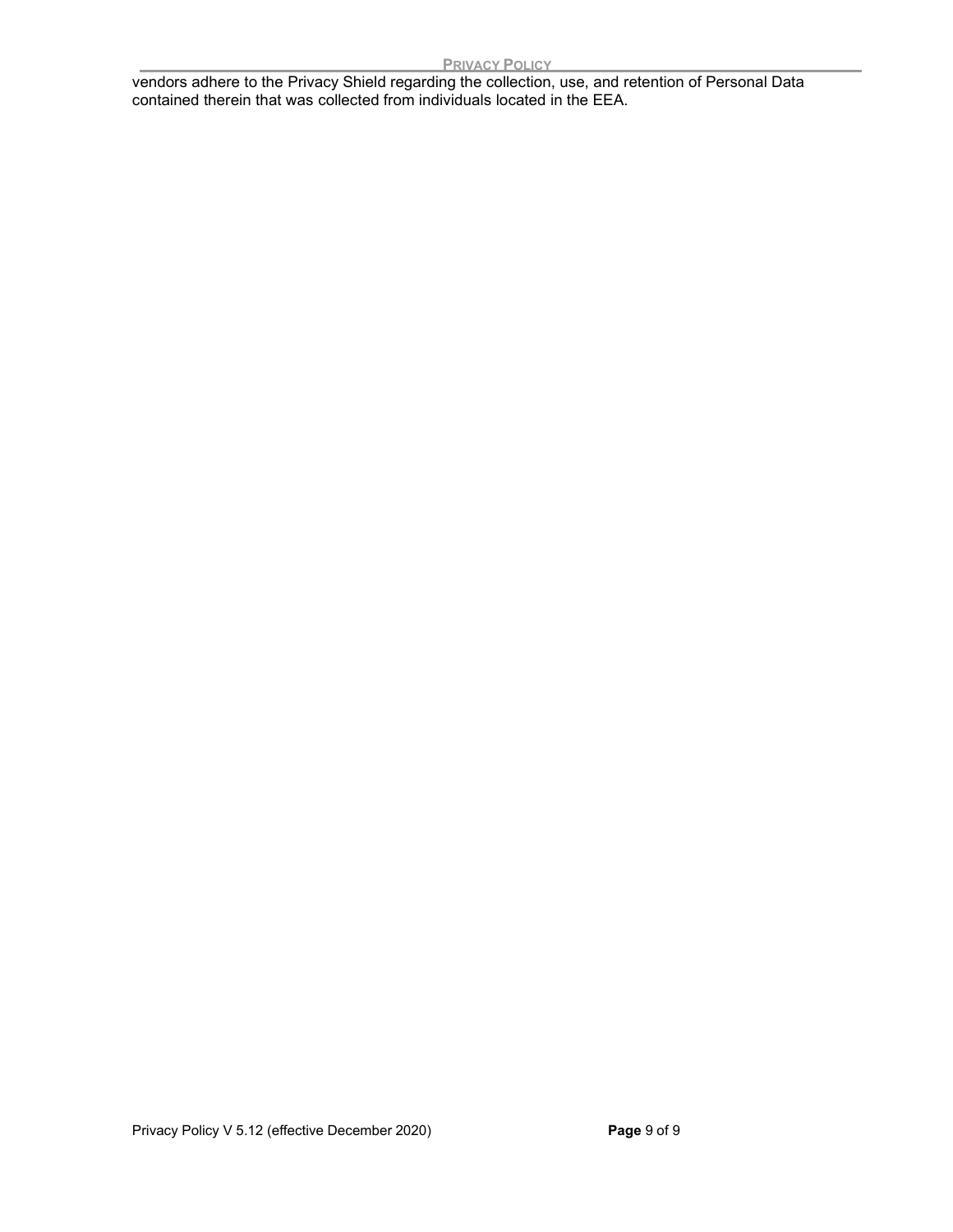vendors adhere to the Privacy Shield regarding the collection, use, and retention of Personal Data contained therein that was collected from individuals located in the EEA.